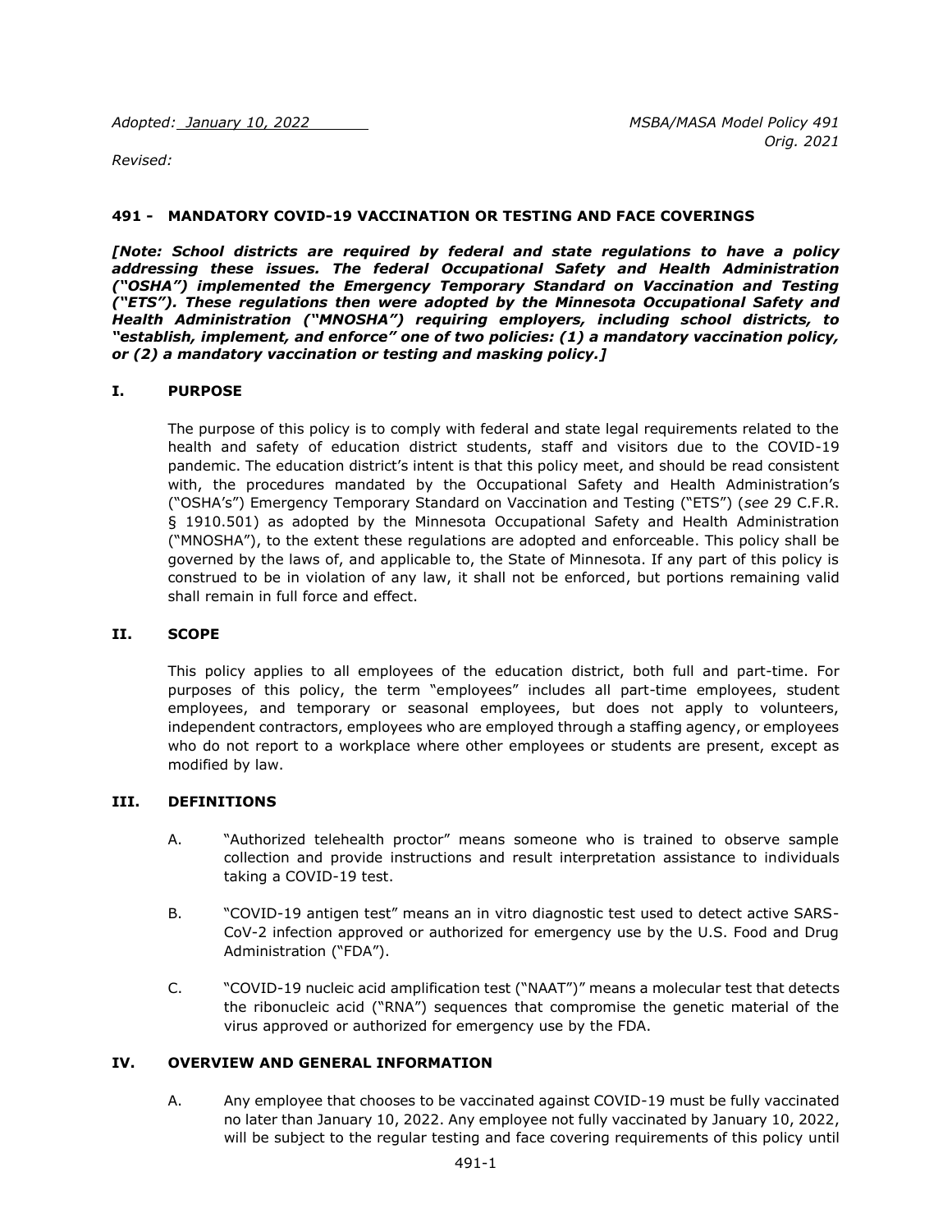*Adopted: January 10, 2022*

*MSBA/MASA Model Policy 491*
*Orig. 2021*

*Revised:*

## 491 - MANDATORY COVID-19 VACCINATION OR TESTING AND FACE COVERINGS

***[Note: School districts are required by federal and state regulations to have a policy addressing these issues. The federal Occupational Safety and Health Administration ("OSHA") implemented the Emergency Temporary Standard on Vaccination and Testing ("ETS"). These regulations then were adopted by the Minnesota Occupational Safety and Health Administration ("MNOSHA") requiring employers, including school districts, to "establish, implement, and enforce" one of two policies: (1) a mandatory vaccination policy, or (2) a mandatory vaccination or testing and masking policy.]***

### I. PURPOSE

The purpose of this policy is to comply with federal and state legal requirements related to the health and safety of education district students, staff and visitors due to the COVID-19 pandemic. The education district's intent is that this policy meet, and should be read consistent with, the procedures mandated by the Occupational Safety and Health Administration's ("OSHA's") Emergency Temporary Standard on Vaccination and Testing ("ETS") (*see* 29 C.F.R. § 1910.501) as adopted by the Minnesota Occupational Safety and Health Administration ("MNOSHA"), to the extent these regulations are adopted and enforceable. This policy shall be governed by the laws of, and applicable to, the State of Minnesota. If any part of this policy is construed to be in violation of any law, it shall not be enforced, but portions remaining valid shall remain in full force and effect.

### II. SCOPE

This policy applies to all employees of the education district, both full and part-time. For purposes of this policy, the term "employees" includes all part-time employees, student employees, and temporary or seasonal employees, but does not apply to volunteers, independent contractors, employees who are employed through a staffing agency, or employees who do not report to a workplace where other employees or students are present, except as modified by law.

### III. DEFINITIONS

A. "Authorized telehealth proctor" means someone who is trained to observe sample collection and provide instructions and result interpretation assistance to individuals taking a COVID-19 test.

B. "COVID-19 antigen test" means an in vitro diagnostic test used to detect active SARS-CoV-2 infection approved or authorized for emergency use by the U.S. Food and Drug Administration ("FDA").

C. "COVID-19 nucleic acid amplification test ("NAAT")" means a molecular test that detects the ribonucleic acid ("RNA") sequences that compromise the genetic material of the virus approved or authorized for emergency use by the FDA.

### IV. OVERVIEW AND GENERAL INFORMATION

A. Any employee that chooses to be vaccinated against COVID-19 must be fully vaccinated no later than January 10, 2022. Any employee not fully vaccinated by January 10, 2022, will be subject to the regular testing and face covering requirements of this policy until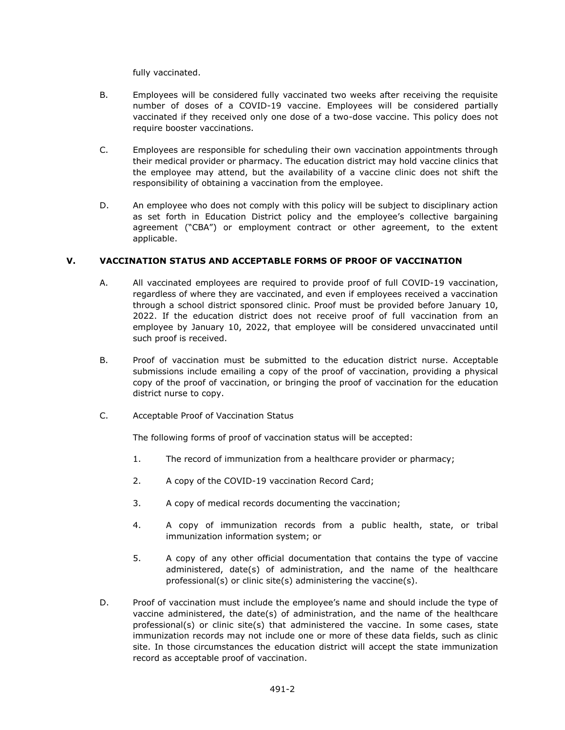fully vaccinated.

B. Employees will be considered fully vaccinated two weeks after receiving the requisite number of doses of a COVID-19 vaccine. Employees will be considered partially vaccinated if they received only one dose of a two-dose vaccine. This policy does not require booster vaccinations.

C. Employees are responsible for scheduling their own vaccination appointments through their medical provider or pharmacy. The education district may hold vaccine clinics that the employee may attend, but the availability of a vaccine clinic does not shift the responsibility of obtaining a vaccination from the employee.

D. An employee who does not comply with this policy will be subject to disciplinary action as set forth in Education District policy and the employee's collective bargaining agreement ("CBA") or employment contract or other agreement, to the extent applicable.

## V. VACCINATION STATUS AND ACCEPTABLE FORMS OF PROOF OF VACCINATION

A. All vaccinated employees are required to provide proof of full COVID-19 vaccination, regardless of where they are vaccinated, and even if employees received a vaccination through a school district sponsored clinic. Proof must be provided before January 10, 2022. If the education district does not receive proof of full vaccination from an employee by January 10, 2022, that employee will be considered unvaccinated until such proof is received.

B. Proof of vaccination must be submitted to the education district nurse. Acceptable submissions include emailing a copy of the proof of vaccination, providing a physical copy of the proof of vaccination, or bringing the proof of vaccination for the education district nurse to copy.

C. Acceptable Proof of Vaccination Status

The following forms of proof of vaccination status will be accepted:

1. The record of immunization from a healthcare provider or pharmacy;
2. A copy of the COVID-19 vaccination Record Card;
3. A copy of medical records documenting the vaccination;
4. A copy of immunization records from a public health, state, or tribal immunization information system; or
5. A copy of any other official documentation that contains the type of vaccine administered, date(s) of administration, and the name of the healthcare professional(s) or clinic site(s) administering the vaccine(s).

D. Proof of vaccination must include the employee's name and should include the type of vaccine administered, the date(s) of administration, and the name of the healthcare professional(s) or clinic site(s) that administered the vaccine. In some cases, state immunization records may not include one or more of these data fields, such as clinic site. In those circumstances the education district will accept the state immunization record as acceptable proof of vaccination.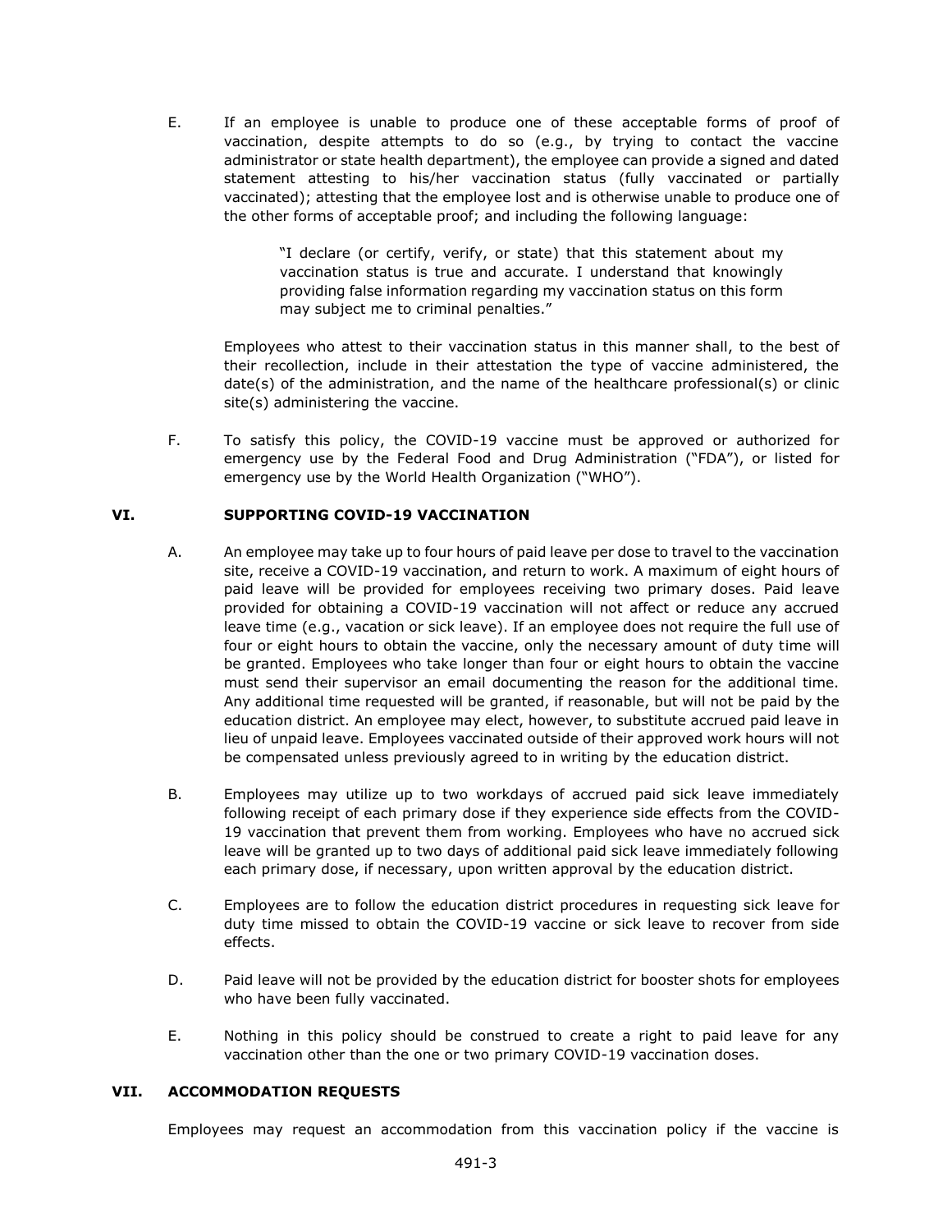E. If an employee is unable to produce one of these acceptable forms of proof of vaccination, despite attempts to do so (e.g., by trying to contact the vaccine administrator or state health department), the employee can provide a signed and dated statement attesting to his/her vaccination status (fully vaccinated or partially vaccinated); attesting that the employee lost and is otherwise unable to produce one of the other forms of acceptable proof; and including the following language:

> "I declare (or certify, verify, or state) that this statement about my vaccination status is true and accurate. I understand that knowingly providing false information regarding my vaccination status on this form may subject me to criminal penalties."

Employees who attest to their vaccination status in this manner shall, to the best of their recollection, include in their attestation the type of vaccine administered, the date(s) of the administration, and the name of the healthcare professional(s) or clinic site(s) administering the vaccine.

F. To satisfy this policy, the COVID-19 vaccine must be approved or authorized for emergency use by the Federal Food and Drug Administration ("FDA"), or listed for emergency use by the World Health Organization ("WHO").

## VI. SUPPORTING COVID-19 VACCINATION

A. An employee may take up to four hours of paid leave per dose to travel to the vaccination site, receive a COVID-19 vaccination, and return to work. A maximum of eight hours of paid leave will be provided for employees receiving two primary doses. Paid leave provided for obtaining a COVID-19 vaccination will not affect or reduce any accrued leave time (e.g., vacation or sick leave). If an employee does not require the full use of four or eight hours to obtain the vaccine, only the necessary amount of duty time will be granted. Employees who take longer than four or eight hours to obtain the vaccine must send their supervisor an email documenting the reason for the additional time. Any additional time requested will be granted, if reasonable, but will not be paid by the education district. An employee may elect, however, to substitute accrued paid leave in lieu of unpaid leave. Employees vaccinated outside of their approved work hours will not be compensated unless previously agreed to in writing by the education district.

B. Employees may utilize up to two workdays of accrued paid sick leave immediately following receipt of each primary dose if they experience side effects from the COVID-19 vaccination that prevent them from working. Employees who have no accrued sick leave will be granted up to two days of additional paid sick leave immediately following each primary dose, if necessary, upon written approval by the education district.

C. Employees are to follow the education district procedures in requesting sick leave for duty time missed to obtain the COVID-19 vaccine or sick leave to recover from side effects.

D. Paid leave will not be provided by the education district for booster shots for employees who have been fully vaccinated.

E. Nothing in this policy should be construed to create a right to paid leave for any vaccination other than the one or two primary COVID-19 vaccination doses.

## VII. ACCOMMODATION REQUESTS

Employees may request an accommodation from this vaccination policy if the vaccine is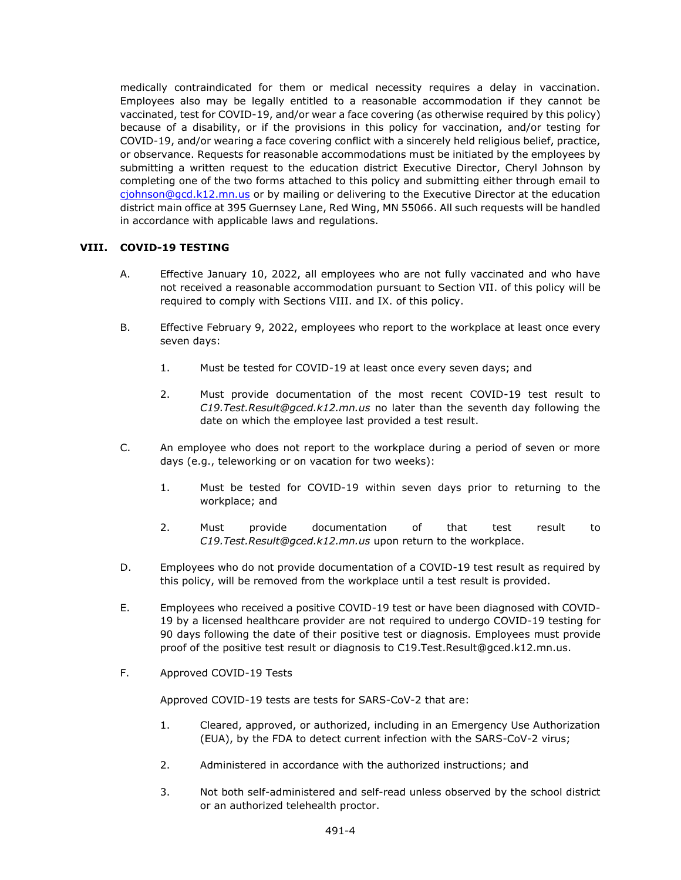medically contraindicated for them or medical necessity requires a delay in vaccination. Employees also may be legally entitled to a reasonable accommodation if they cannot be vaccinated, test for COVID-19, and/or wear a face covering (as otherwise required by this policy) because of a disability, or if the provisions in this policy for vaccination, and/or testing for COVID-19, and/or wearing a face covering conflict with a sincerely held religious belief, practice, or observance. Requests for reasonable accommodations must be initiated by the employees by submitting a written request to the education district Executive Director, Cheryl Johnson by completing one of the two forms attached to this policy and submitting either through email to cjohnson@gcd.k12.mn.us or by mailing or delivering to the Executive Director at the education district main office at 395 Guernsey Lane, Red Wing, MN 55066. All such requests will be handled in accordance with applicable laws and regulations.

## VIII. COVID-19 TESTING

A. Effective January 10, 2022, all employees who are not fully vaccinated and who have not received a reasonable accommodation pursuant to Section VII. of this policy will be required to comply with Sections VIII. and IX. of this policy.

B. Effective February 9, 2022, employees who report to the workplace at least once every seven days:

1. Must be tested for COVID-19 at least once every seven days; and

2. Must provide documentation of the most recent COVID-19 test result to *C19.Test.Result@gced.k12.mn.us* no later than the seventh day following the date on which the employee last provided a test result.

C. An employee who does not report to the workplace during a period of seven or more days (e.g., teleworking or on vacation for two weeks):

1. Must be tested for COVID-19 within seven days prior to returning to the workplace; and

2. Must provide documentation of that test result to *C19.Test.Result@gced.k12.mn.us* upon return to the workplace.

D. Employees who do not provide documentation of a COVID-19 test result as required by this policy, will be removed from the workplace until a test result is provided.

E. Employees who received a positive COVID-19 test or have been diagnosed with COVID-19 by a licensed healthcare provider are not required to undergo COVID-19 testing for 90 days following the date of their positive test or diagnosis. Employees must provide proof of the positive test result or diagnosis to C19.Test.Result@gced.k12.mn.us.

F. Approved COVID-19 Tests

Approved COVID-19 tests are tests for SARS-CoV-2 that are:

1. Cleared, approved, or authorized, including in an Emergency Use Authorization (EUA), by the FDA to detect current infection with the SARS-CoV-2 virus;

2. Administered in accordance with the authorized instructions; and

3. Not both self-administered and self-read unless observed by the school district or an authorized telehealth proctor.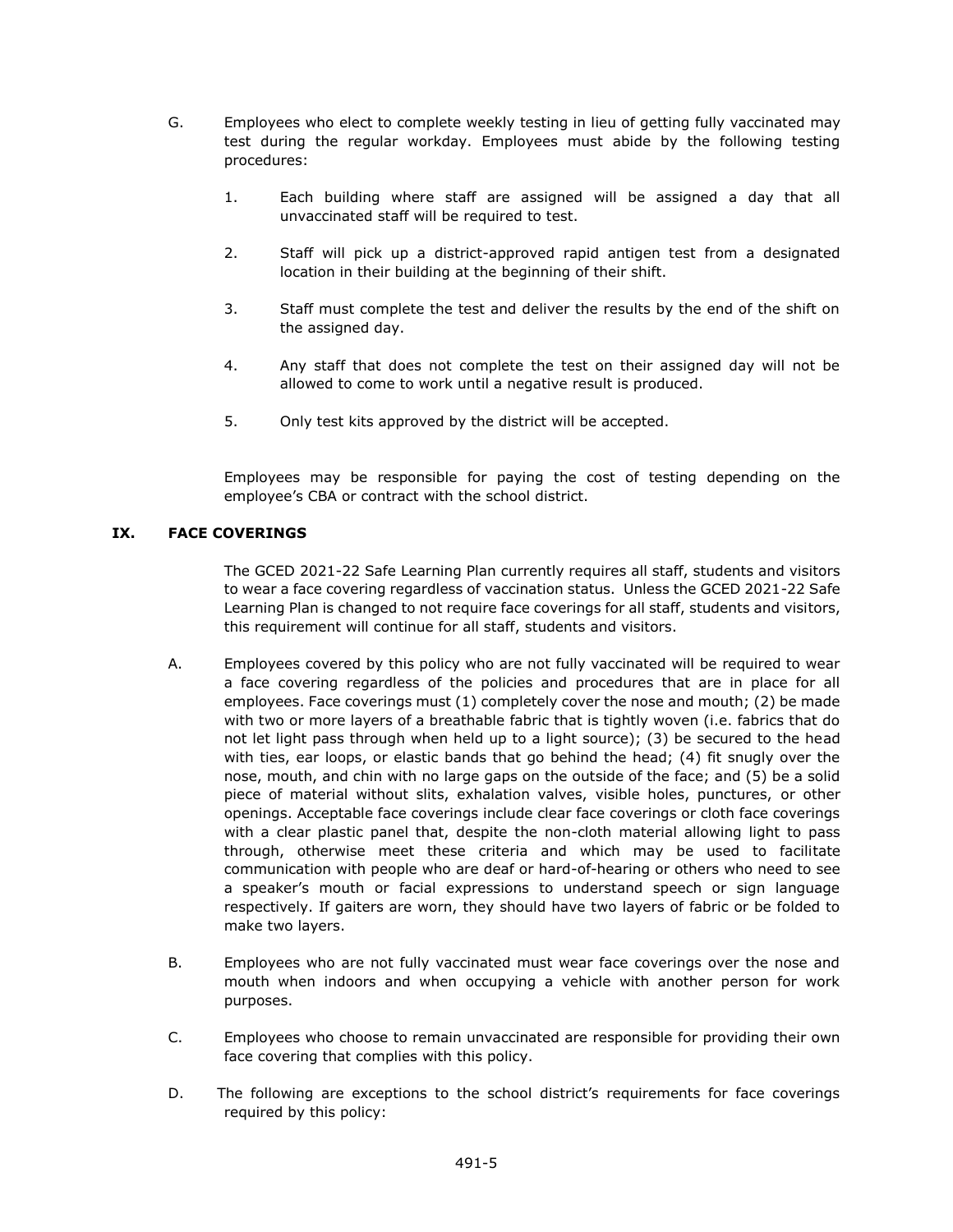G. Employees who elect to complete weekly testing in lieu of getting fully vaccinated may test during the regular workday. Employees must abide by the following testing procedures:

1. Each building where staff are assigned will be assigned a day that all unvaccinated staff will be required to test.

2. Staff will pick up a district-approved rapid antigen test from a designated location in their building at the beginning of their shift.

3. Staff must complete the test and deliver the results by the end of the shift on the assigned day.

4. Any staff that does not complete the test on their assigned day will not be allowed to come to work until a negative result is produced.

5. Only test kits approved by the district will be accepted.

Employees may be responsible for paying the cost of testing depending on the employee's CBA or contract with the school district.

## IX. FACE COVERINGS

The GCED 2021-22 Safe Learning Plan currently requires all staff, students and visitors to wear a face covering regardless of vaccination status. Unless the GCED 2021-22 Safe Learning Plan is changed to not require face coverings for all staff, students and visitors, this requirement will continue for all staff, students and visitors.

A. Employees covered by this policy who are not fully vaccinated will be required to wear a face covering regardless of the policies and procedures that are in place for all employees. Face coverings must (1) completely cover the nose and mouth; (2) be made with two or more layers of a breathable fabric that is tightly woven (i.e. fabrics that do not let light pass through when held up to a light source); (3) be secured to the head with ties, ear loops, or elastic bands that go behind the head; (4) fit snugly over the nose, mouth, and chin with no large gaps on the outside of the face; and (5) be a solid piece of material without slits, exhalation valves, visible holes, punctures, or other openings. Acceptable face coverings include clear face coverings or cloth face coverings with a clear plastic panel that, despite the non-cloth material allowing light to pass through, otherwise meet these criteria and which may be used to facilitate communication with people who are deaf or hard-of-hearing or others who need to see a speaker's mouth or facial expressions to understand speech or sign language respectively. If gaiters are worn, they should have two layers of fabric or be folded to make two layers.

B. Employees who are not fully vaccinated must wear face coverings over the nose and mouth when indoors and when occupying a vehicle with another person for work purposes.

C. Employees who choose to remain unvaccinated are responsible for providing their own face covering that complies with this policy.

D. The following are exceptions to the school district's requirements for face coverings required by this policy: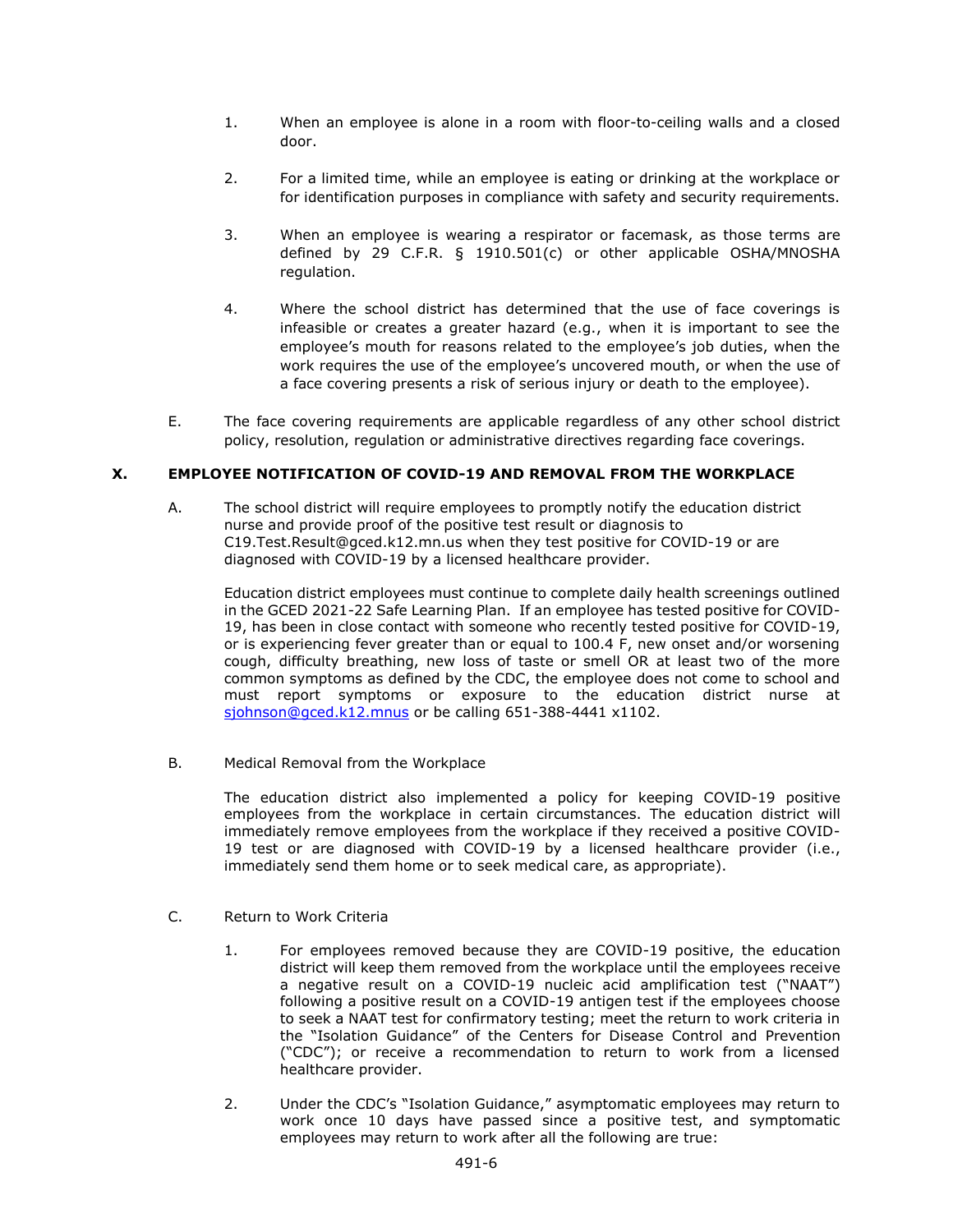1. When an employee is alone in a room with floor-to-ceiling walls and a closed door.

2. For a limited time, while an employee is eating or drinking at the workplace or for identification purposes in compliance with safety and security requirements.

3. When an employee is wearing a respirator or facemask, as those terms are defined by 29 C.F.R. § 1910.501(c) or other applicable OSHA/MNOSHA regulation.

4. Where the school district has determined that the use of face coverings is infeasible or creates a greater hazard (e.g., when it is important to see the employee's mouth for reasons related to the employee's job duties, when the work requires the use of the employee's uncovered mouth, or when the use of a face covering presents a risk of serious injury or death to the employee).

E. The face covering requirements are applicable regardless of any other school district policy, resolution, regulation or administrative directives regarding face coverings.

## X. EMPLOYEE NOTIFICATION OF COVID-19 AND REMOVAL FROM THE WORKPLACE

A. The school district will require employees to promptly notify the education district nurse and provide proof of the positive test result or diagnosis to C19.Test.Result@gced.k12.mn.us when they test positive for COVID-19 or are diagnosed with COVID-19 by a licensed healthcare provider.

Education district employees must continue to complete daily health screenings outlined in the GCED 2021-22 Safe Learning Plan. If an employee has tested positive for COVID-19, has been in close contact with someone who recently tested positive for COVID-19, or is experiencing fever greater than or equal to 100.4 F, new onset and/or worsening cough, difficulty breathing, new loss of taste or smell OR at least two of the more common symptoms as defined by the CDC, the employee does not come to school and must report symptoms or exposure to the education district nurse at sjohnson@gced.k12.mnus or be calling 651-388-4441 x1102.

B. Medical Removal from the Workplace

The education district also implemented a policy for keeping COVID-19 positive employees from the workplace in certain circumstances. The education district will immediately remove employees from the workplace if they received a positive COVID-19 test or are diagnosed with COVID-19 by a licensed healthcare provider (i.e., immediately send them home or to seek medical care, as appropriate).

C. Return to Work Criteria

1. For employees removed because they are COVID-19 positive, the education district will keep them removed from the workplace until the employees receive a negative result on a COVID-19 nucleic acid amplification test ("NAAT") following a positive result on a COVID-19 antigen test if the employees choose to seek a NAAT test for confirmatory testing; meet the return to work criteria in the "Isolation Guidance" of the Centers for Disease Control and Prevention ("CDC"); or receive a recommendation to return to work from a licensed healthcare provider.

2. Under the CDC's "Isolation Guidance," asymptomatic employees may return to work once 10 days have passed since a positive test, and symptomatic employees may return to work after all the following are true: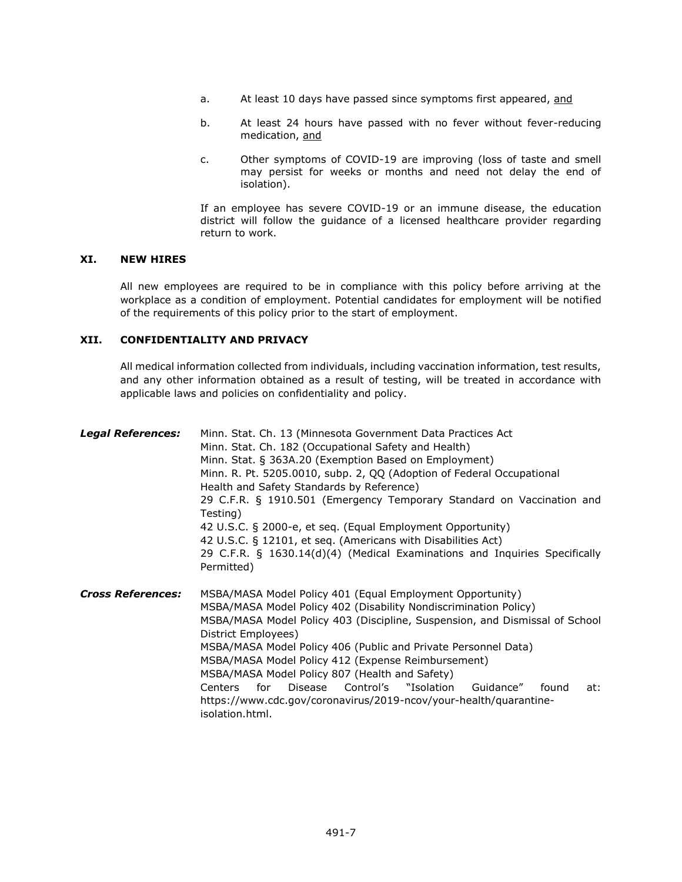a. At least 10 days have passed since symptoms first appeared, <u>and</u>

b. At least 24 hours have passed with no fever without fever-reducing medication, <u>and</u>

c. Other symptoms of COVID-19 are improving (loss of taste and smell may persist for weeks or months and need not delay the end of isolation).

If an employee has severe COVID-19 or an immune disease, the education district will follow the guidance of a licensed healthcare provider regarding return to work.

## XI. NEW HIRES

All new employees are required to be in compliance with this policy before arriving at the workplace as a condition of employment. Potential candidates for employment will be notified of the requirements of this policy prior to the start of employment.

## XII. CONFIDENTIALITY AND PRIVACY

All medical information collected from individuals, including vaccination information, test results, and any other information obtained as a result of testing, will be treated in accordance with applicable laws and policies on confidentiality and policy.

***Legal References:***

Minn. Stat. Ch. 13 (Minnesota Government Data Practices Act
Minn. Stat. Ch. 182 (Occupational Safety and Health)
Minn. Stat. § 363A.20 (Exemption Based on Employment)
Minn. R. Pt. 5205.0010, subp. 2, QQ (Adoption of Federal Occupational Health and Safety Standards by Reference)
29 C.F.R. § 1910.501 (Emergency Temporary Standard on Vaccination and Testing)
42 U.S.C. § 2000-e, et seq. (Equal Employment Opportunity)
42 U.S.C. § 12101, et seq. (Americans with Disabilities Act)
29 C.F.R. § 1630.14(d)(4) (Medical Examinations and Inquiries Specifically Permitted)

***Cross References:***

MSBA/MASA Model Policy 401 (Equal Employment Opportunity)
MSBA/MASA Model Policy 402 (Disability Nondiscrimination Policy)
MSBA/MASA Model Policy 403 (Discipline, Suspension, and Dismissal of School District Employees)
MSBA/MASA Model Policy 406 (Public and Private Personnel Data)
MSBA/MASA Model Policy 412 (Expense Reimbursement)
MSBA/MASA Model Policy 807 (Health and Safety)
Centers for Disease Control's "Isolation Guidance" found at: https://www.cdc.gov/coronavirus/2019-ncov/your-health/quarantine-isolation.html.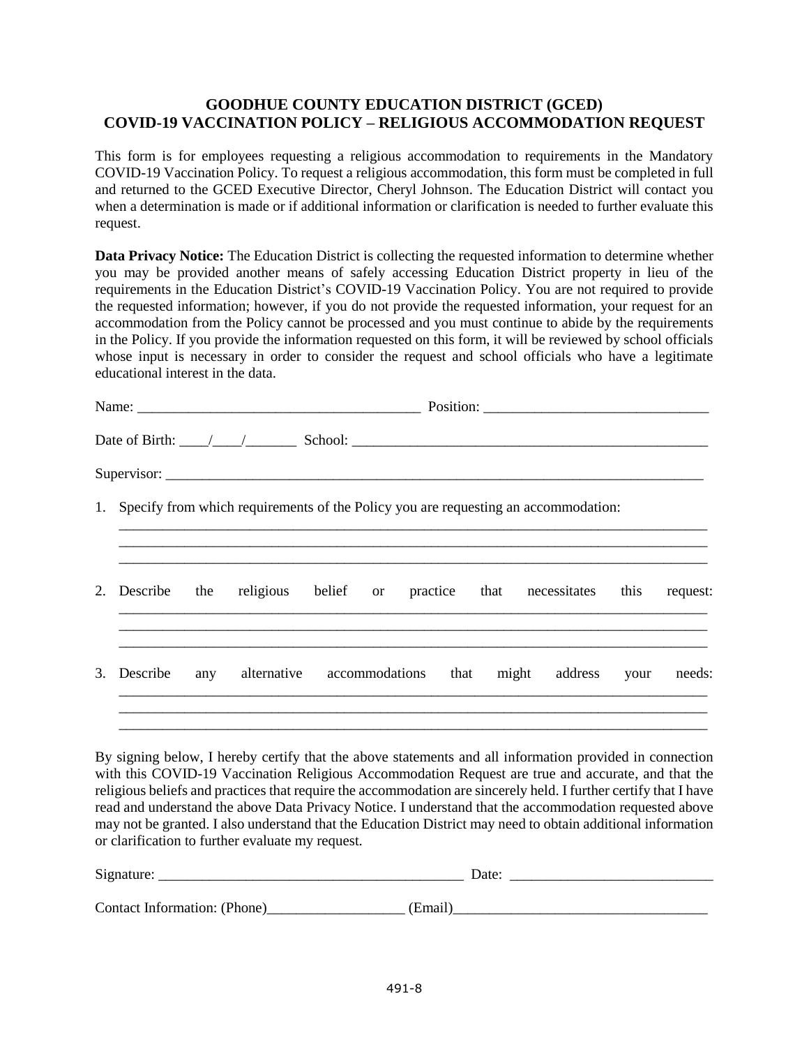# GOODHUE COUNTY EDUCATION DISTRICT (GCED)
## COVID-19 VACCINATION POLICY – RELIGIOUS ACCOMMODATION REQUEST

This form is for employees requesting a religious accommodation to requirements in the Mandatory COVID-19 Vaccination Policy. To request a religious accommodation, this form must be completed in full and returned to the GCED Executive Director, Cheryl Johnson. The Education District will contact you when a determination is made or if additional information or clarification is needed to further evaluate this request.

**Data Privacy Notice:** The Education District is collecting the requested information to determine whether you may be provided another means of safely accessing Education District property in lieu of the requirements in the Education District's COVID-19 Vaccination Policy. You are not required to provide the requested information; however, if you do not provide the requested information, your request for an accommodation from the Policy cannot be processed and you must continue to abide by the requirements in the Policy. If you provide the information requested on this form, it will be reviewed by school officials whose input is necessary in order to consider the request and school officials who have a legitimate educational interest in the data.

Name: ________________________________________ Position: ______________________________

Date of Birth: ____/____/_______ School: __________________________________________________

Supervisor: ____________________________________________________________________________

1. Specify from which requirements of the Policy you are requesting an accommodation:
   ________________________________________________________________________________
   ________________________________________________________________________________
   ________________________________________________________________________________

2. Describe the religious belief or practice that necessitates this request:
   ________________________________________________________________________________
   ________________________________________________________________________________
   ________________________________________________________________________________

3. Describe any alternative accommodations that might address your needs:
   ________________________________________________________________________________
   ________________________________________________________________________________
   ________________________________________________________________________________

By signing below, I hereby certify that the above statements and all information provided in connection with this COVID-19 Vaccination Religious Accommodation Request are true and accurate, and that the religious beliefs and practices that require the accommodation are sincerely held. I further certify that I have read and understand the above Data Privacy Notice. I understand that the accommodation requested above may not be granted. I also understand that the Education District may need to obtain additional information or clarification to further evaluate my request.

Signature: __________________________________________ Date: ____________________________

Contact Information: (Phone)___________________ (Email)___________________________________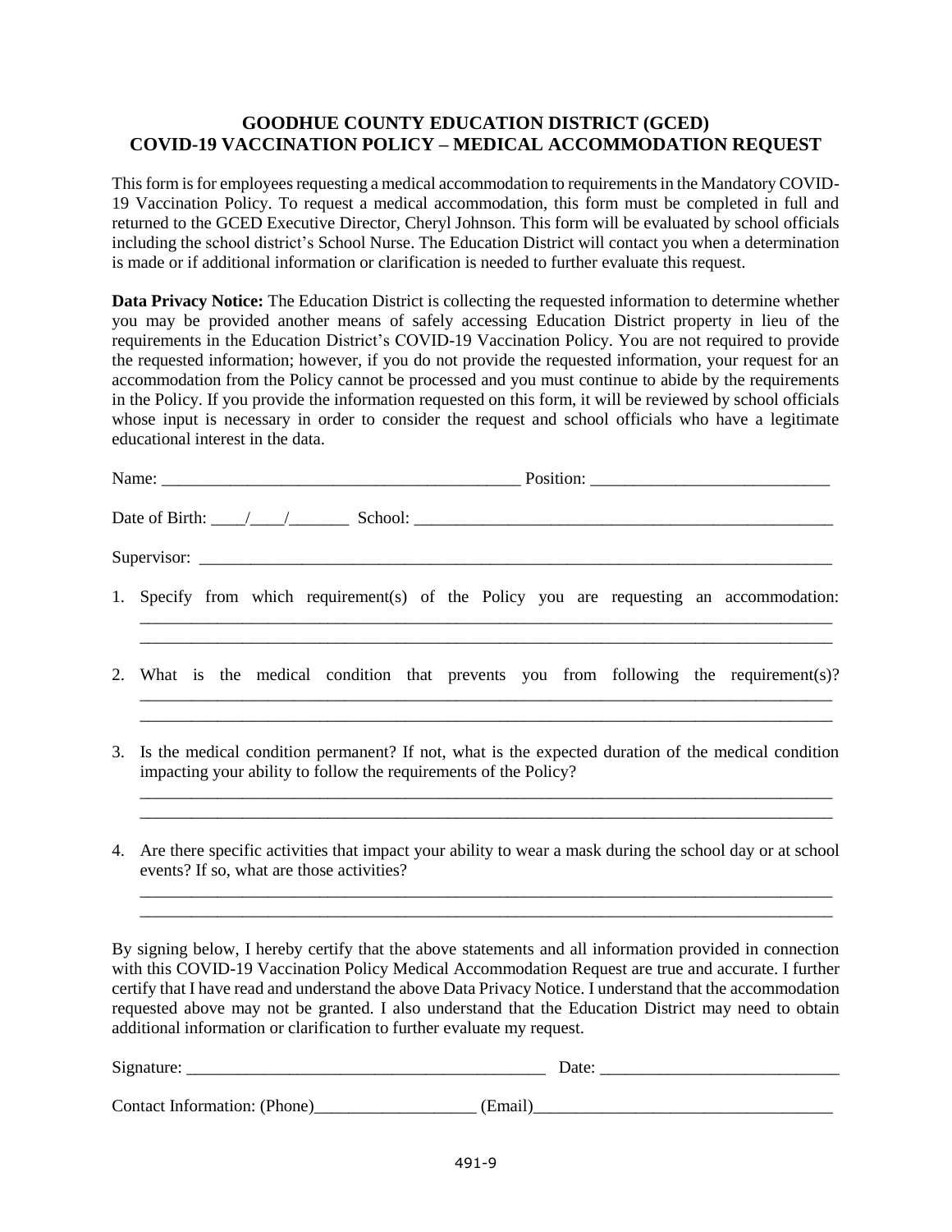**GOODHUE COUNTY EDUCATION DISTRICT (GCED)**
**COVID-19 VACCINATION POLICY – MEDICAL ACCOMMODATION REQUEST**

This form is for employees requesting a medical accommodation to requirements in the Mandatory COVID-19 Vaccination Policy. To request a medical accommodation, this form must be completed in full and returned to the GCED Executive Director, Cheryl Johnson. This form will be evaluated by school officials including the school district's School Nurse. The Education District will contact you when a determination is made or if additional information or clarification is needed to further evaluate this request.

**Data Privacy Notice:** The Education District is collecting the requested information to determine whether you may be provided another means of safely accessing Education District property in lieu of the requirements in the Education District's COVID-19 Vaccination Policy. You are not required to provide the requested information; however, if you do not provide the requested information, your request for an accommodation from the Policy cannot be processed and you must continue to abide by the requirements in the Policy. If you provide the information requested on this form, it will be reviewed by school officials whose input is necessary in order to consider the request and school officials who have a legitimate educational interest in the data.

Name: ___________________________________________ Position: ____________________________

Date of Birth: ____/____/_______ School: __________________________________________________

Supervisor: ____________________________________________________________________________

1. Specify from which requirement(s) of the Policy you are requesting an accommodation:
   ____________________________________________________________________________________
   ____________________________________________________________________________________

2. What is the medical condition that prevents you from following the requirement(s)?
   ____________________________________________________________________________________
   ____________________________________________________________________________________

3. Is the medical condition permanent? If not, what is the expected duration of the medical condition impacting your ability to follow the requirements of the Policy?
   ____________________________________________________________________________________
   ____________________________________________________________________________________

4. Are there specific activities that impact your ability to wear a mask during the school day or at school events? If so, what are those activities?
   ____________________________________________________________________________________
   ____________________________________________________________________________________

By signing below, I hereby certify that the above statements and all information provided in connection with this COVID-19 Vaccination Policy Medical Accommodation Request are true and accurate. I further certify that I have read and understand the above Data Privacy Notice. I understand that the accommodation requested above may not be granted. I also understand that the Education District may need to obtain additional information or clarification to further evaluate my request.

Signature: ___________________________________________ Date: ____________________________

Contact Information: (Phone)___________________ (Email)___________________________________

491-9